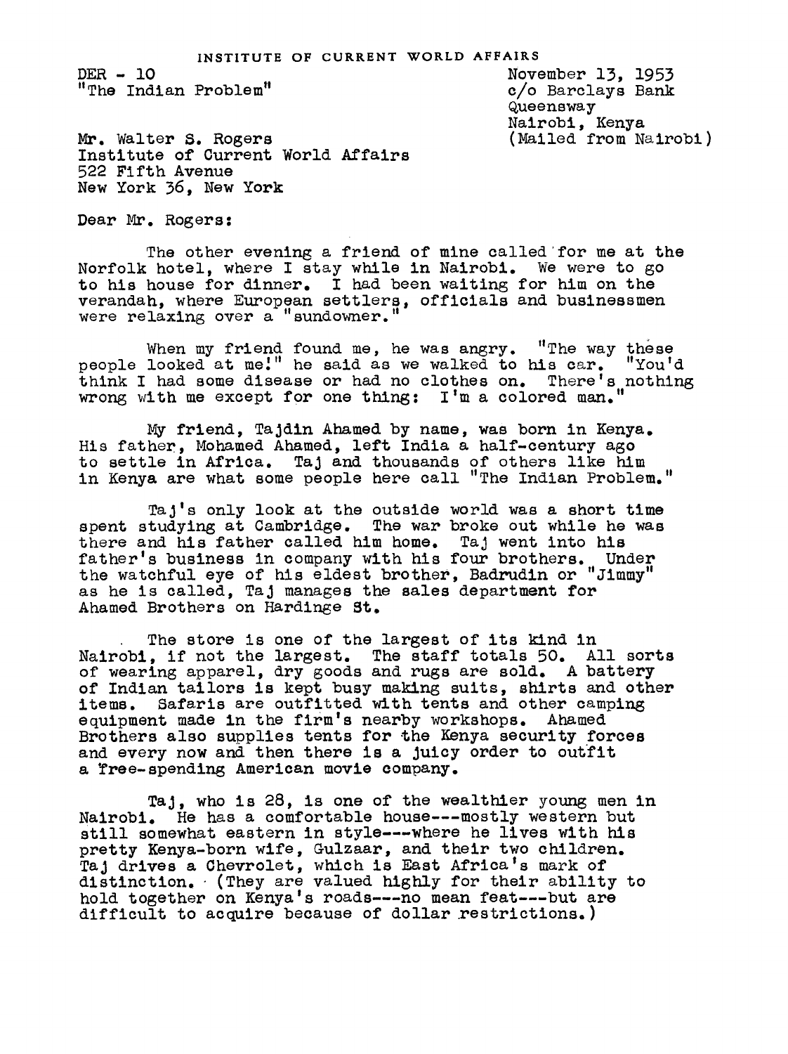INSTITUTE OF CURRENT WORLD AFFAIRS

DER - 10
"The Indian Problem"

November 13, 1953
c/o Barclays Bank
Queensway
Nairobi, Kenya
(Mailed from Nairobi)

Mr. Walter S. Rogers
Institute of Current World Affairs
522 Fifth Avenue
New York 36, New York

Dear Mr. Rogers:

The other evening a friend of mine called for me at the Norfolk hotel, where I stay while in Nairobi. We were to go to his house for dinner. I had been waiting for him on the verandah, where European settlers, officials and businessmen were relaxing over a "sundowner."

When my friend found me, he was angry. "The way these people looked at me!" he said as we walked to his car. "You'd think I had some disease or had no clothes on. There's nothing wrong with me except for one thing: I'm a colored man."

My friend, Tajdin Ahamed by name, was born in Kenya. His father, Mohamed Ahamed, left India a half-century ago to settle in Africa. Taj and thousands of others like him in Kenya are what some people here call "The Indian Problem."

Taj's only look at the outside world was a short time spent studying at Cambridge. The war broke out while he was there and his father called him home. Taj went into his father's business in company with his four brothers. Under the watchful eye of his eldest brother, Badrudin or "Jimmy" as he is called, Taj manages the sales department for Ahamed Brothers on Hardinge St.

The store is one of the largest of its kind in Nairobi, if not the largest. The staff totals 50. All sorts of wearing apparel, dry goods and rugs are sold. A battery of Indian tailors is kept busy making suits, shirts and other items. Safaris are outfitted with tents and other camping equipment made in the firm's nearby workshops. Ahamed Brothers also supplies tents for the Kenya security forces and every now and then there is a juicy order to outfit a free-spending American movie company.

Taj, who is 28, is one of the wealthier young men in Nairobi. He has a comfortable house---mostly western but still somewhat eastern in style---where he lives with his pretty Kenya-born wife, Gulzaar, and their two children. Taj drives a Chevrolet, which is East Africa's mark of distinction. (They are valued highly for their ability to hold together on Kenya's roads---no mean feat---but are difficult to acquire because of dollar restrictions.)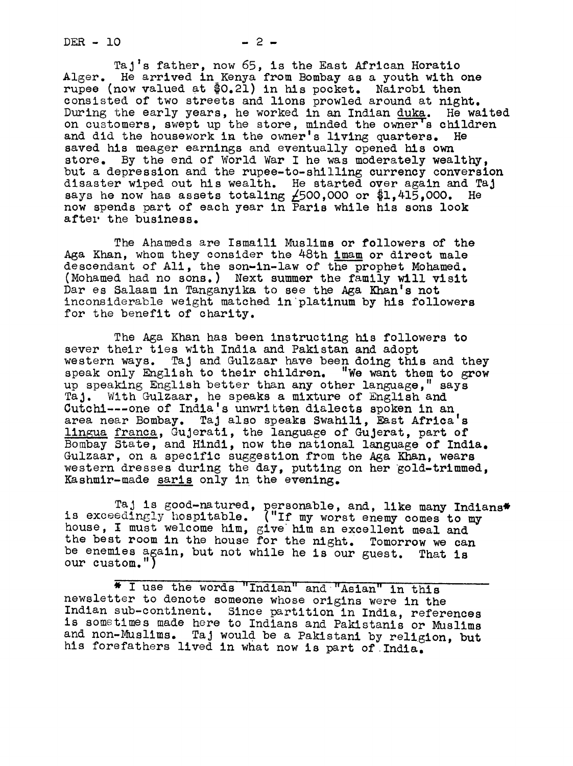Taj's father, now 65, is the East African Horatio Alger. He arrived in Kenya from Bombay as a youth with one rupee (now valued at $0.21) in his pocket. Nairobi then consisted of two streets and lions prowled around at night. During the early years, he worked in an Indian _duka_. He waited on customers, swept up the store, minded the owner's children and did the housework in the owner's living quarters. He saved his meager earnings and eventually opened his own store. By the end of World War I he was moderately wealthy, but a depression and the rupee-to-shilling currency conversion disaster wiped out his wealth. He started over again and Taj says he now has assets totaling £500,000 or $1,415,000. He now spends part of each year in Paris while his sons look after the business.

The Ahameds are Ismaili Muslims or followers of the Aga Khan, whom they consider the 48th _imam_ or direct male descendant of Ali, the son-in-law of the prophet Mohamed. (Mohamed had no sons.) Next summer the family will visit Dar es Salaam in Tanganyika to see the Aga Khan's not inconsiderable weight matched in platinum by his followers for the benefit of charity.

The Aga Khan has been instructing his followers to sever their ties with India and Pakistan and adopt western ways. Taj and Gulzaar have been doing this and they speak only English to their children. "We want them to grow up speaking English better than any other language," says Taj. With Gulzaar, he speaks a mixture of English and Cutchi---one of India's unwritten dialects spoken in an area near Bombay. Taj also speaks Swahili, East Africa's _lingua franca_, Gujerati, the language of Gujerat, part of Bombay State, and Hindi, now the national language of India. Gulzaar, on a specific suggestion from the Aga Khan, wears western dresses during the day, putting on her gold-trimmed, Kashmir-made _saris_ only in the evening.

Taj is good-natured, personable, and, like many Indians* is exceedingly hospitable. ("If my worst enemy comes to my house, I must welcome him, give him an excellent meal and the best room in the house for the night. Tomorrow we can be enemies again, but not while he is our guest. That is our custom.")

---

* I use the words "Indian" and "Asian" in this newsletter to denote someone whose origins were in the Indian sub-continent. Since partition in India, references is sometimes made here to Indians and Pakistanis or Muslims and non-Muslims. Taj would be a Pakistani by religion, but his forefathers lived in what now is part of India.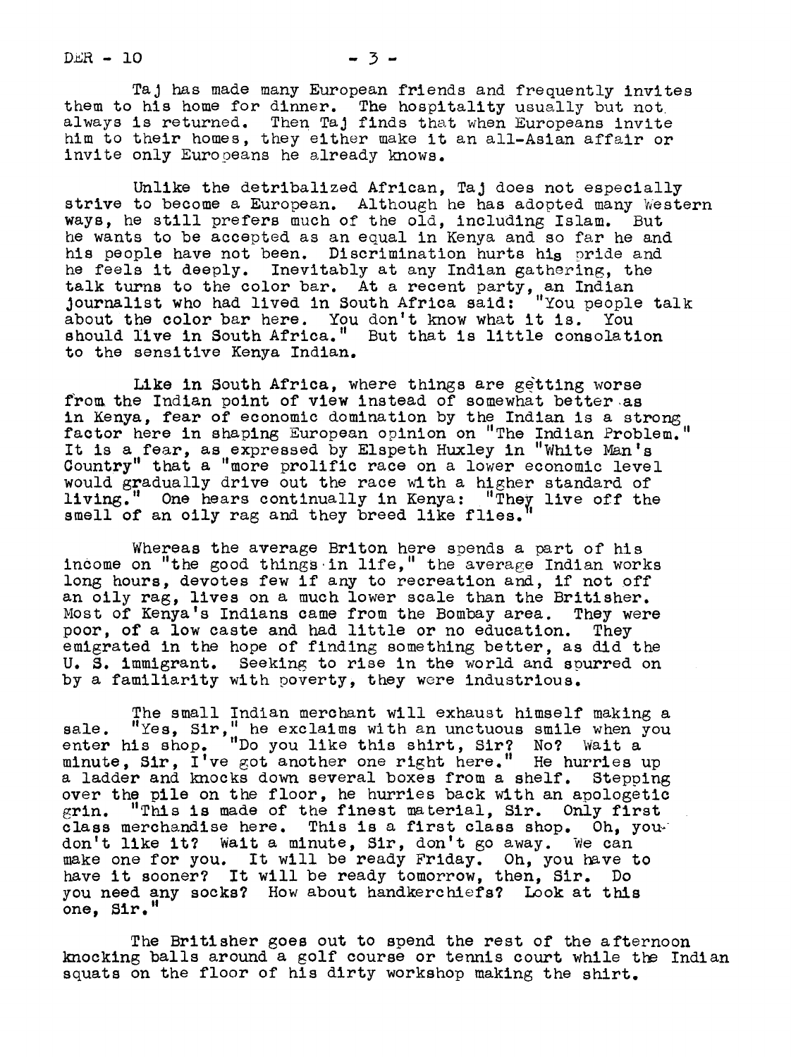Taj has made many European friends and frequently invites them to his home for dinner. The hospitality usually but not always is returned. Then Taj finds that when Europeans invite him to their homes, they either make it an all-Asian affair or invite only Europeans he already knows.

Unlike the detribalized African, Taj does not especially strive to become a European. Although he has adopted many Western ways, he still prefers much of the old, including Islam. But he wants to be accepted as an equal in Kenya and so far he and his people have not been. Discrimination hurts his pride and he feels it deeply. Inevitably at any Indian gathering, the talk turns to the color bar. At a recent party, an Indian journalist who had lived in South Africa said: "You people talk about the color bar here. You don't know what it is. You should live in South Africa." But that is little consolation to the sensitive Kenya Indian.

Like in South Africa, where things are getting worse from the Indian point of view instead of somewhat better as in Kenya, fear of economic domination by the Indian is a strong factor here in shaping European opinion on "The Indian Problem." It is a fear, as expressed by Elspeth Huxley in "White Man's Country" that a "more prolific race on a lower economic level would gradually drive out the race with a higher standard of living." One hears continually in Kenya: "They live off the smell of an oily rag and they breed like flies."

Whereas the average Briton here spends a part of his income on "the good things in life," the average Indian works long hours, devotes few if any to recreation and, if not off an oily rag, lives on a much lower scale than the Britisher. Most of Kenya's Indians came from the Bombay area. They were poor, of a low caste and had little or no education. They emigrated in the hope of finding something better, as did the U. S. immigrant. Seeking to rise in the world and spurred on by a familiarity with poverty, they were industrious.

The small Indian merchant will exhaust himself making a sale. "Yes, Sir," he exclaims with an unctuous smile when you enter his shop. "Do you like this shirt, Sir? No? Wait a minute, Sir, I've got another one right here." He hurries up a ladder and knocks down several boxes from a shelf. Stepping over the pile on the floor, he hurries back with an apologetic grin. "This is made of the finest material, Sir. Only first class merchandise here. This is a first class shop. Oh, you don't like it? Wait a minute, Sir, don't go away. We can make one for you. It will be ready Friday. Oh, you have to have it sooner? It will be ready tomorrow, then, Sir. Do you need any socks? How about handkerchiefs? Look at this one, Sir."

The Britisher goes out to spend the rest of the afternoon knocking balls around a golf course or tennis court while the Indian squats on the floor of his dirty workshop making the shirt.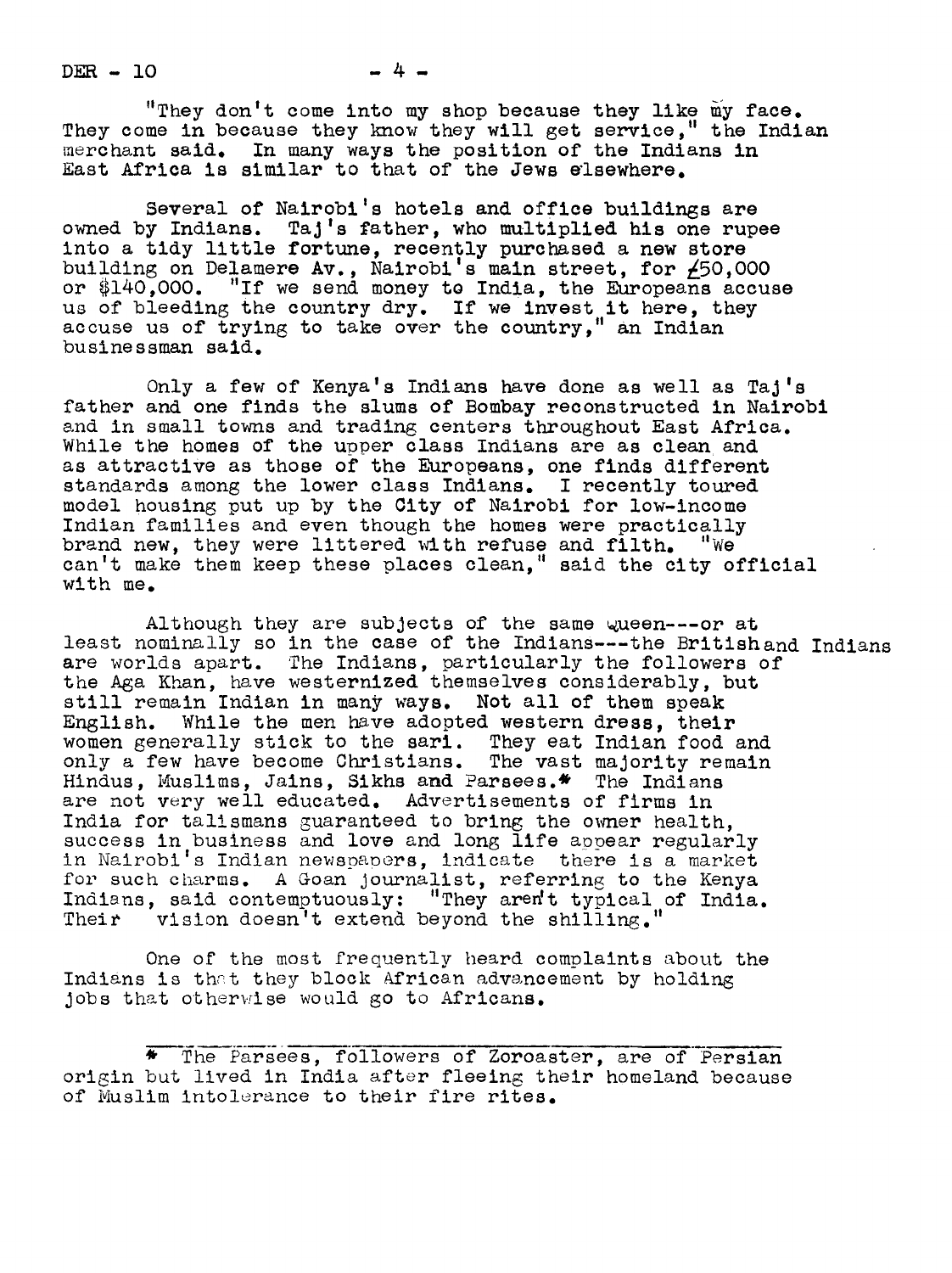"They don't come into my shop because they like my face. They come in because they know they will get service," the Indian merchant said. In many ways the position of the Indians in East Africa is similar to that of the Jews elsewhere.

Several of Nairobi's hotels and office buildings are owned by Indians. Taj's father, who multiplied his one rupee into a tidy little fortune, recently purchased a new store building on Delamere Av., Nairobi's main street, for £50,000 or $140,000. "If we send money to India, the Europeans accuse us of bleeding the country dry. If we invest it here, they accuse us of trying to take over the country," an Indian businessman said.

Only a few of Kenya's Indians have done as well as Taj's father and one finds the slums of Bombay reconstructed in Nairobi and in small towns and trading centers throughout East Africa. While the homes of the upper class Indians are as clean and as attractive as those of the Europeans, one finds different standards among the lower class Indians. I recently toured model housing put up by the City of Nairobi for low-income Indian families and even though the homes were practically brand new, they were littered with refuse and filth. "We can't make them keep these places clean," said the city official with me.

Although they are subjects of the same queen---or at least nominally so in the case of the Indians---the British and Indians are worlds apart. The Indians, particularly the followers of the Aga Khan, have westernized themselves considerably, but still remain Indian in many ways. Not all of them speak English. While the men have adopted western dress, their women generally stick to the sari. They eat Indian food and only a few have become Christians. The vast majority remain Hindus, Muslims, Jains, Sikhs and Parsees.* The Indians are not very well educated. Advertisements of firms in India for talismans guaranteed to bring the owner health, success in business and love and long life appear regularly in Nairobi's Indian newspapers, indicate there is a market for such charms. A Goan journalist, referring to the Kenya Indians, said contemptuously: "They aren't typical of India. Their vision doesn't extend beyond the shilling."

One of the most frequently heard complaints about the Indians is that they block African advancement by holding jobs that otherwise would go to Africans.

---

* The Parsees, followers of Zoroaster, are of Persian origin but lived in India after fleeing their homeland because of Muslim intolerance to their fire rites.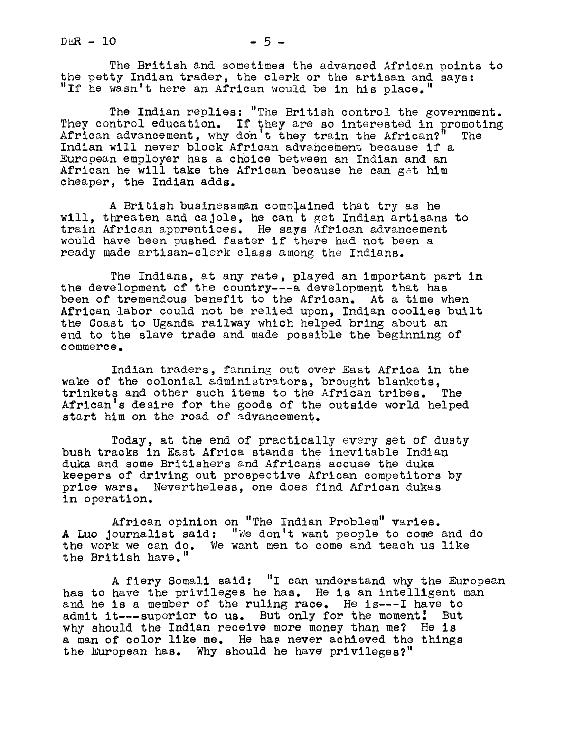The British and sometimes the advanced African points to the petty Indian trader, the clerk or the artisan and says: "If he wasn't here an African would be in his place."

The Indian replies: "The British control the government. They control education. If they are so interested in promoting African advancement, why don't they train the African?" The Indian will never block African advancement because if a European employer has a choice between an Indian and an African he will take the African because he can get him cheaper, the Indian adds.

A British businessman complained that try as he will, threaten and cajole, he can't get Indian artisans to train African apprentices. He says African advancement would have been pushed faster if there had not been a ready made artisan-clerk class among the Indians.

The Indians, at any rate, played an important part in the development of the country---a development that has been of tremendous benefit to the African. At a time when African labor could not be relied upon, Indian coolies built the Coast to Uganda railway which helped bring about an end to the slave trade and made possible the beginning of commerce.

Indian traders, fanning out over East Africa in the wake of the colonial administrators, brought blankets, trinkets and other such items to the African tribes. The African's desire for the goods of the outside world helped start him on the road of advancement.

Today, at the end of practically every set of dusty bush tracks in East Africa stands the inevitable Indian duka and some Britishers and Africans accuse the duka keepers of driving out prospective African competitors by price wars. Nevertheless, one does find African dukas in operation.

African opinion on "The Indian Problem" varies. A Luo journalist said: "We don't want people to come and do the work we can do. We want men to come and teach us like the British have."

A fiery Somali said: "I can understand why the European has to have the privileges he has. He is an intelligent man and he is a member of the ruling race. He is---I have to admit it---superior to us. But only for the moment! But why should the Indian receive more money than me? He is a man of color like me. He has never achieved the things the European has. Why should he have privileges?"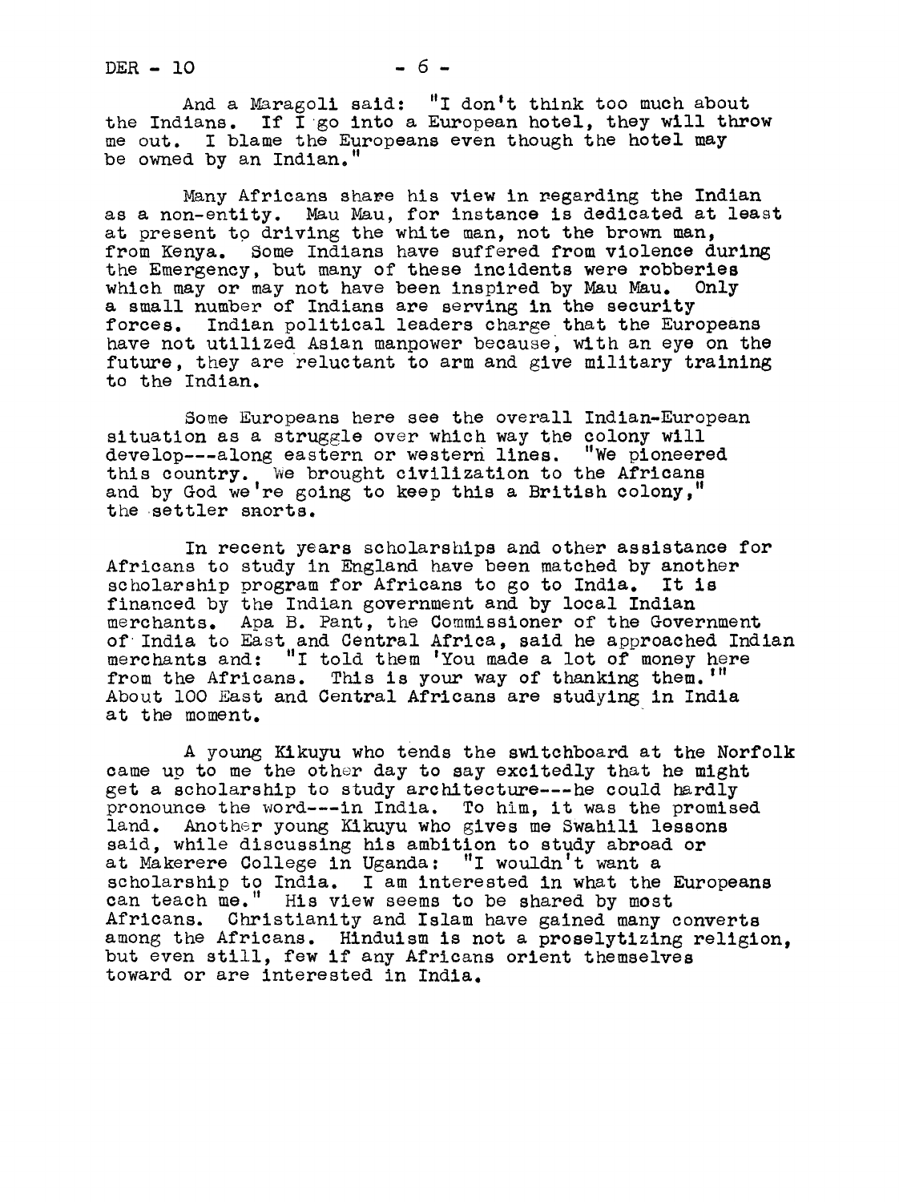And a Maragoli said: "I don't think too much about the Indians. If I go into a European hotel, they will throw me out. I blame the Europeans even though the hotel may be owned by an Indian."

Many Africans share his view in regarding the Indian as a non-entity. Mau Mau, for instance is dedicated at least at present to driving the white man, not the brown man, from Kenya. Some Indians have suffered from violence during the Emergency, but many of these incidents were robberies which may or may not have been inspired by Mau Mau. Only a small number of Indians are serving in the security forces. Indian political leaders charge that the Europeans have not utilized Asian manpower because, with an eye on the future, they are reluctant to arm and give military training to the Indian.

Some Europeans here see the overall Indian-European situation as a struggle over which way the colony will develop---along eastern or western lines. "We pioneered this country. We brought civilization to the Africans and by God we're going to keep this a British colony," the settler snorts.

In recent years scholarships and other assistance for Africans to study in England have been matched by another scholarship program for Africans to go to India. It is financed by the Indian government and by local Indian merchants. Apa B. Pant, the Commissioner of the Government of India to East and Central Africa, said he approached Indian merchants and: "I told them 'You made a lot of money here from the Africans. This is your way of thanking them.'" About 100 East and Central Africans are studying in India at the moment.

A young Kikuyu who tends the switchboard at the Norfolk came up to me the other day to say excitedly that he might get a scholarship to study architecture---he could hardly pronounce the word---in India. To him, it was the promised land. Another young Kikuyu who gives me Swahili lessons said, while discussing his ambition to study abroad or at Makerere College in Uganda: "I wouldn't want a scholarship to India. I am interested in what the Europeans can teach me." His view seems to be shared by most Africans. Christianity and Islam have gained many converts among the Africans. Hinduism is not a proselytizing religion, but even still, few if any Africans orient themselves toward or are interested in India.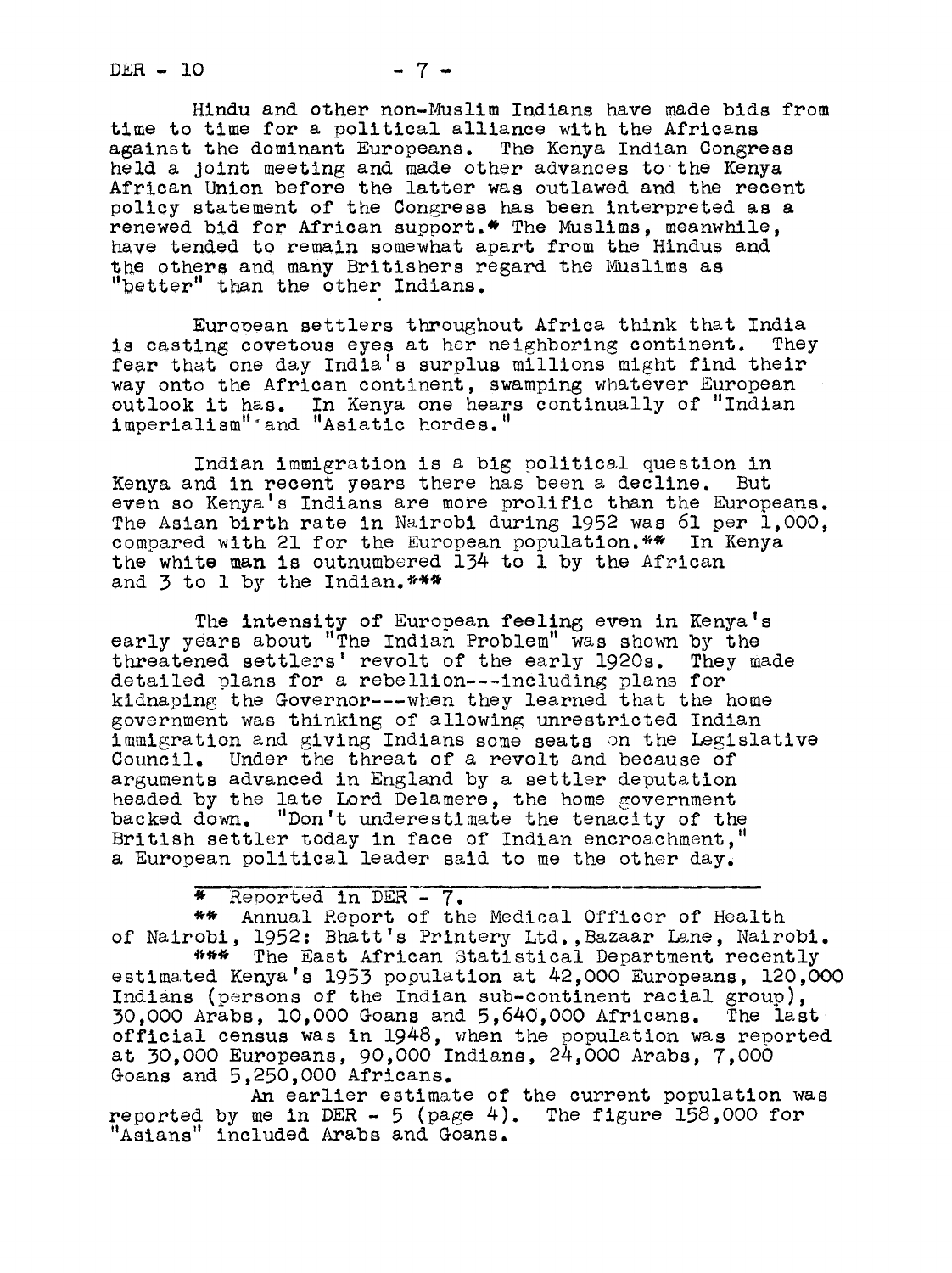Hindu and other non-Muslim Indians have made bids from time to time for a political alliance with the Africans against the dominant Europeans. The Kenya Indian Congress held a joint meeting and made other advances to the Kenya African Union before the latter was outlawed and the recent policy statement of the Congress has been interpreted as a renewed bid for African support.* The Muslims, meanwhile, have tended to remain somewhat apart from the Hindus and the others and many Britishers regard the Muslims as "better" than the other Indians.

European settlers throughout Africa think that India is casting covetous eyes at her neighboring continent. They fear that one day India's surplus millions might find their way onto the African continent, swamping whatever European outlook it has. In Kenya one hears continually of "Indian imperialism" and "Asiatic hordes."

Indian immigration is a big political question in Kenya and in recent years there has been a decline. But even so Kenya's Indians are more prolific than the Europeans. The Asian birth rate in Nairobi during 1952 was 61 per 1,000, compared with 21 for the European population.** In Kenya the white man is outnumbered 134 to 1 by the African and 3 to 1 by the Indian.***

The intensity of European feeling even in Kenya's early years about "The Indian Problem" was shown by the threatened settlers' revolt of the early 1920s. They made detailed plans for a rebellion---including plans for kidnaping the Governor---when they learned that the home government was thinking of allowing unrestricted Indian immigration and giving Indians some seats on the Legislative Council. Under the threat of a revolt and because of arguments advanced in England by a settler deputation headed by the late Lord Delamere, the home government backed down. "Don't underestimate the tenacity of the British settler today in face of Indian encroachment," a European political leader said to me the other day.

---

\* Reported in DER - 7.

\*\* Annual Report of the Medical Officer of Health of Nairobi, 1952: Bhatt's Printery Ltd., Bazaar Lane, Nairobi.

\*\*\* The East African Statistical Department recently estimated Kenya's 1953 population at 42,000 Europeans, 120,000 Indians (persons of the Indian sub-continent racial group), 30,000 Arabs, 10,000 Goans and 5,640,000 Africans. The last official census was in 1948, when the population was reported at 30,000 Europeans, 90,000 Indians, 24,000 Arabs, 7,000 Goans and 5,250,000 Africans.

An earlier estimate of the current population was reported by me in DER - 5 (page 4). The figure 158,000 for "Asians" included Arabs and Goans.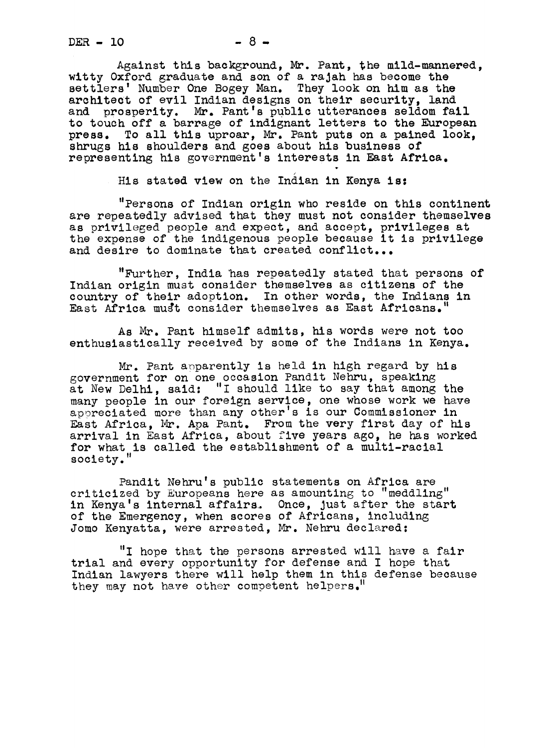Against this background, Mr. Pant, the mild-mannered, witty Oxford graduate and son of a rajah has become the settlers' Number One Bogey Man. They look on him as the architect of evil Indian designs on their security, land and prosperity. Mr. Pant's public utterances seldom fail to touch off a barrage of indignant letters to the European press. To all this uproar, Mr. Pant puts on a pained look, shrugs his shoulders and goes about his business of representing his government's interests in East Africa.

His stated view on the Indian in Kenya is:

"Persons of Indian origin who reside on this continent are repeatedly advised that they must not consider themselves as privileged people and expect, and accept, privileges at the expense of the indigenous people because it is privilege and desire to dominate that created conflict...

"Further, India has repeatedly stated that persons of Indian origin must consider themselves as citizens of the country of their adoption. In other words, the Indians in East Africa must consider themselves as East Africans."

As Mr. Pant himself admits, his words were not too enthusiastically received by some of the Indians in Kenya.

Mr. Pant apparently is held in high regard by his government for on one occasion Pandit Nehru, speaking at New Delhi, said: "I should like to say that among the many people in our foreign service, one whose work we have appreciated more than any other's is our Commissioner in East Africa, Mr. Apa Pant. From the very first day of his arrival in East Africa, about five years ago, he has worked for what is called the establishment of a multi-racial society."

Pandit Nehru's public statements on Africa are criticized by Europeans here as amounting to "meddling" in Kenya's internal affairs. Once, just after the start of the Emergency, when scores of Africans, including Jomo Kenyatta, were arrested, Mr. Nehru declared:

"I hope that the persons arrested will have a fair trial and every opportunity for defense and I hope that Indian lawyers there will help them in this defense because they may not have other competent helpers."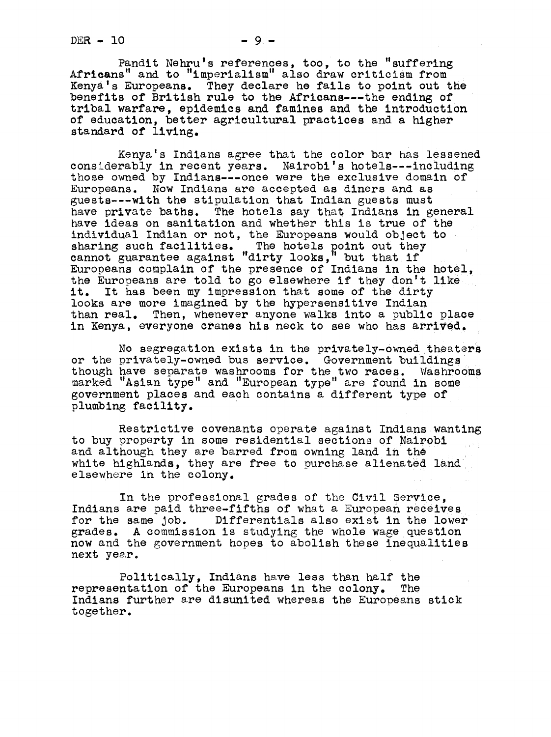Pandit Nehru's references, too, to the "suffering Africans" and to "imperialism" also draw criticism from Kenya's Europeans. They declare he fails to point out the benefits of British rule to the Africans---the ending of tribal warfare, epidemics and famines and the introduction of education, better agricultural practices and a higher standard of living.

Kenya's Indians agree that the color bar has lessened considerably in recent years. Nairobi's hotels---including those owned by Indians---once were the exclusive domain of Europeans. Now Indians are accepted as diners and as guests---with the stipulation that Indian guests must have private baths. The hotels say that Indians in general have ideas on sanitation and whether this is true of the individual Indian or not, the Europeans would object to sharing such facilities. The hotels point out they cannot guarantee against "dirty looks," but that if Europeans complain of the presence of Indians in the hotel, the Europeans are told to go elsewhere if they don't like it. It has been my impression that some of the dirty looks are more imagined by the hypersensitive Indian than real. Then, whenever anyone walks into a public place in Kenya, everyone cranes his neck to see who has arrived.

No segregation exists in the privately-owned theaters or the privately-owned bus service. Government buildings though have separate washrooms for the two races. Washrooms marked "Asian type" and "European type" are found in some government places and each contains a different type of plumbing facility.

Restrictive covenants operate against Indians wanting to buy property in some residential sections of Nairobi and although they are barred from owning land in the white highlands, they are free to purchase alienated land elsewhere in the colony.

In the professional grades of the Civil Service, Indians are paid three-fifths of what a European receives for the same job. Differentials also exist in the lower grades. A commission is studying the whole wage question now and the government hopes to abolish these inequalities next year.

Politically, Indians have less than half the representation of the Europeans in the colony. The Indians further are disunited whereas the Europeans stick together.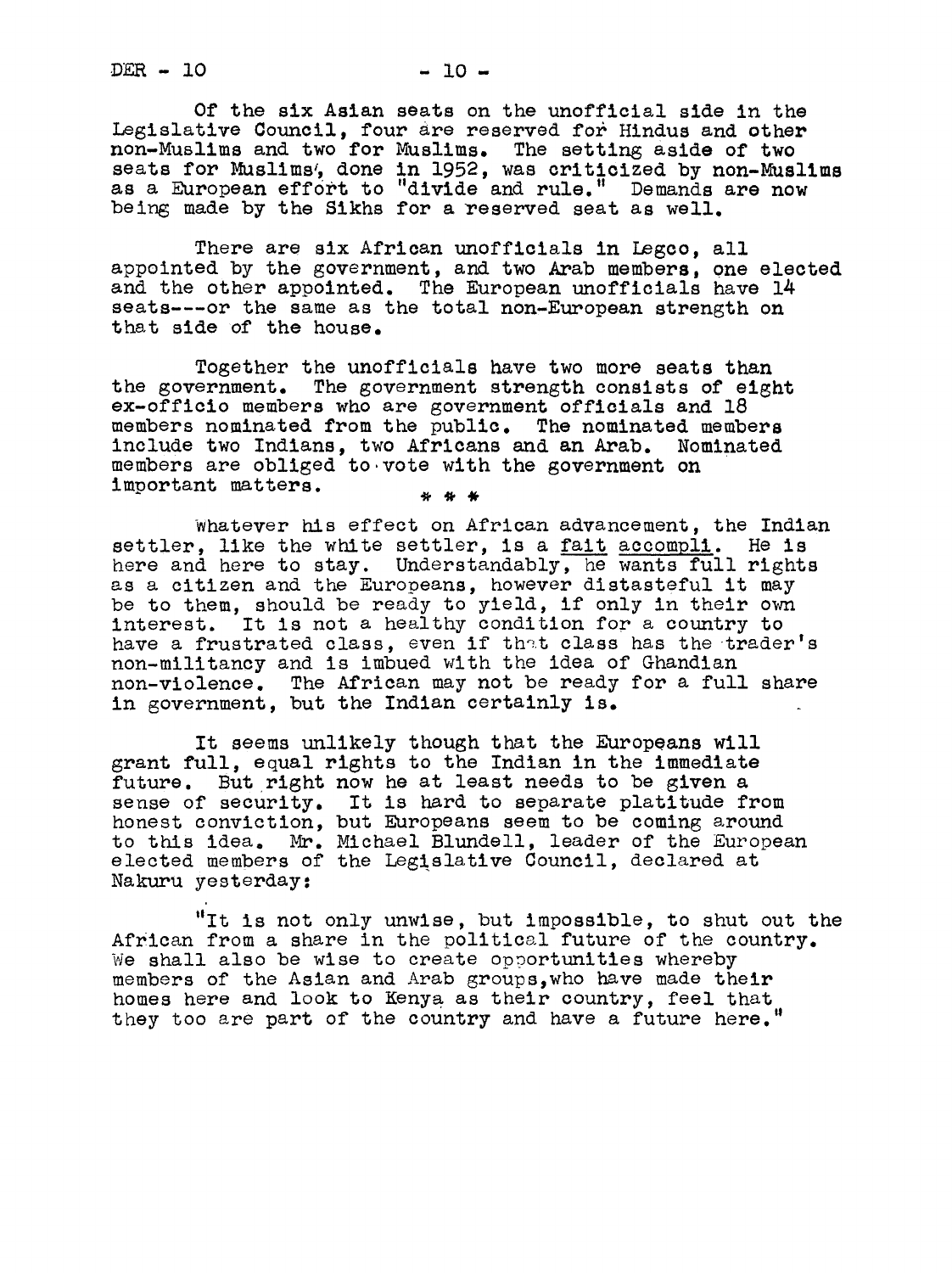Of the six Asian seats on the unofficial side in the Legislative Council, four are reserved for Hindus and other non-Muslims and two for Muslims. The setting aside of two seats for Muslims, done in 1952, was criticized by non-Muslims as a European effort to "divide and rule." Demands are now being made by the Sikhs for a reserved seat as well.

There are six African unofficials in Legco, all appointed by the government, and two Arab members, one elected and the other appointed. The European unofficials have 14 seats---or the same as the total non-European strength on that side of the house.

Together the unofficials have two more seats than the government. The government strength consists of eight ex-officio members who are government officials and 18 members nominated from the public. The nominated members include two Indians, two Africans and an Arab. Nominated members are obliged to vote with the government on important matters.

\* \* \*

Whatever his effect on African advancement, the Indian settler, like the white settler, is a fait accompli. He is here and here to stay. Understandably, he wants full rights as a citizen and the Europeans, however distasteful it may be to them, should be ready to yield, if only in their own interest. It is not a healthy condition for a country to have a frustrated class, even if that class has the trader's non-militancy and is imbued with the idea of Ghandian non-violence. The African may not be ready for a full share in government, but the Indian certainly is.

It seems unlikely though that the Europeans will grant full, equal rights to the Indian in the immediate future. But right now he at least needs to be given a sense of security. It is hard to separate platitude from honest conviction, but Europeans seem to be coming around to this idea. Mr. Michael Blundell, leader of the European elected members of the Legislative Council, declared at Nakuru yesterday:

"It is not only unwise, but impossible, to shut out the African from a share in the political future of the country. We shall also be wise to create opportunities whereby members of the Asian and Arab groups, who have made their homes here and look to Kenya as their country, feel that they too are part of the country and have a future here."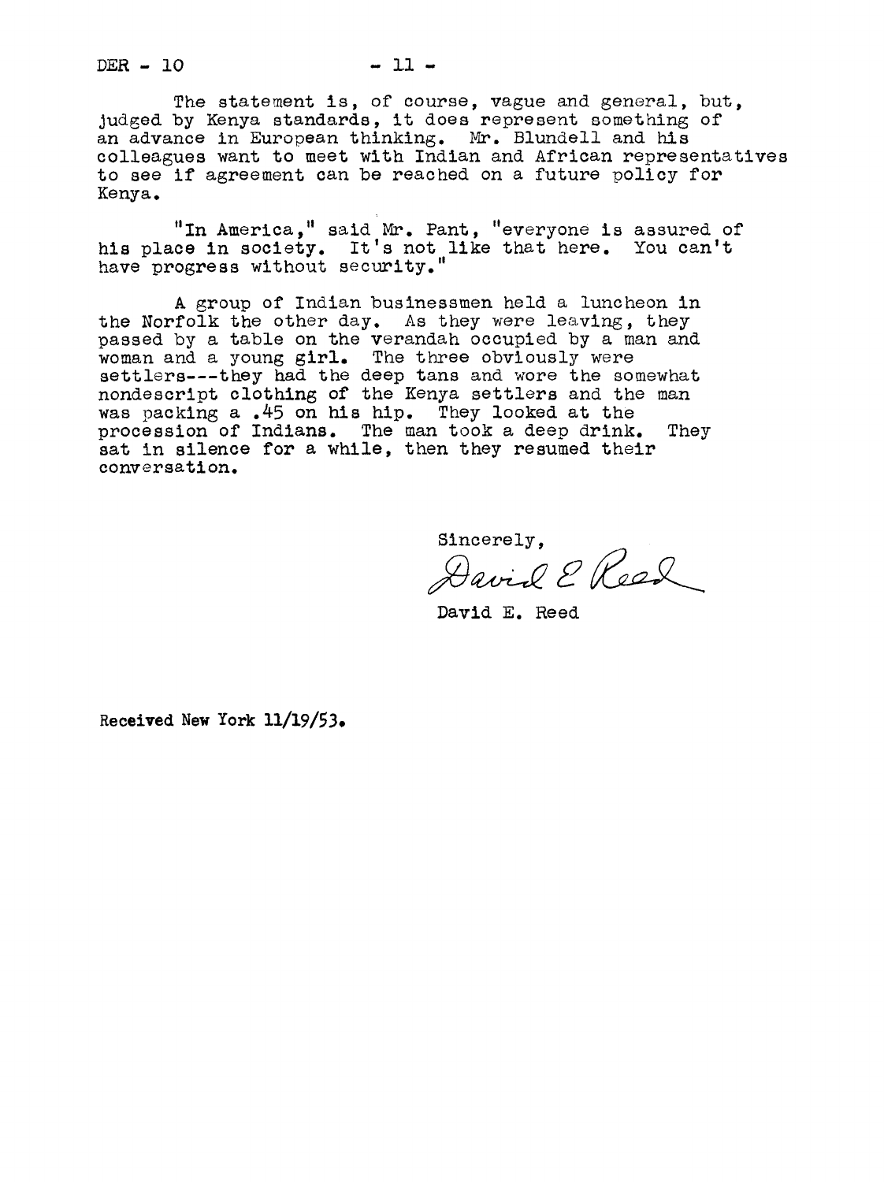The statement is, of course, vague and general, but, judged by Kenya standards, it does represent something of an advance in European thinking. Mr. Blundell and his colleagues want to meet with Indian and African representatives to see if agreement can be reached on a future policy for Kenya.

"In America," said Mr. Pant, "everyone is assured of his place in society. It's not like that here. You can't have progress without security."

A group of Indian businessmen held a luncheon in the Norfolk the other day. As they were leaving, they passed by a table on the verandah occupied by a man and woman and a young girl. The three obviously were settlers---they had the deep tans and wore the somewhat nondescript clothing of the Kenya settlers and the man was packing a .45 on his hip. They looked at the procession of Indians. The man took a deep drink. They sat in silence for a while, then they resumed their conversation.

Sincerely,

*David E Reed*

David E. Reed

Received New York 11/19/53.